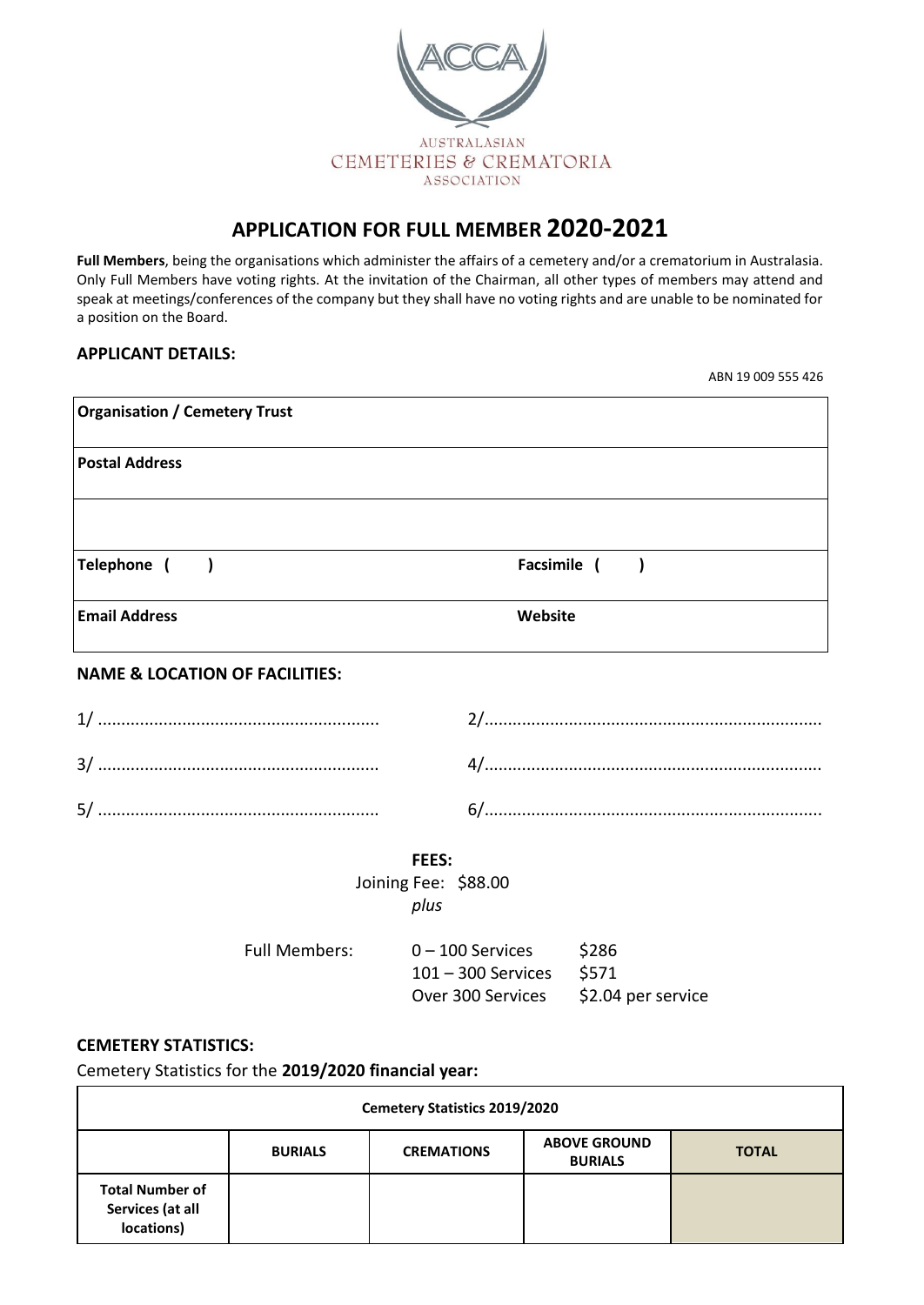AUSTRALASIAN CEMETERIES & CREMATORIA ASSOCIATION

# APPLICATION FOR FULL MEMBER 2020-2021

**Full Members**, being the organisations which administer the affairs of a cemetery and/or a crematorium in Australasia. Only Full Members have voting rights. At the invitation of the Chairman, all other types of members may attend and speak at meetings/conferences of the company but they shall have no voting rights and are unable to be nominated for a position on the Board.

## APPLICANT DETAILS:

ABN 19 009 555 426

| **Organisation / Cemetery Trust** | |
|---|---|
| **Postal Address** | |
| | |
| **Telephone (    )** | **Facsimile (    )** |
| **Email Address** | **Website** |

## NAME & LOCATION OF FACILITIES:

1/ ............................................................ 2/........................................................................

3/ ............................................................ 4/........................................................................

5/ ............................................................ 6/........................................................................

**FEES:**

Joining Fee: $88.00

*plus*

| Full Members: | 0 – 100 Services | $286 |
|---|---|---|
| | 101 – 300 Services | $571 |
| | Over 300 Services | $2.04 per service |

## CEMETERY STATISTICS:

Cemetery Statistics for the **2019/2020 financial year:**

| **Cemetery Statistics 2019/2020** | | | | |
|---|---|---|---|---|
| | **BURIALS** | **CREMATIONS** | **ABOVE GROUND BURIALS** | **TOTAL** |
| **Total Number of Services (at all locations)** | | | | |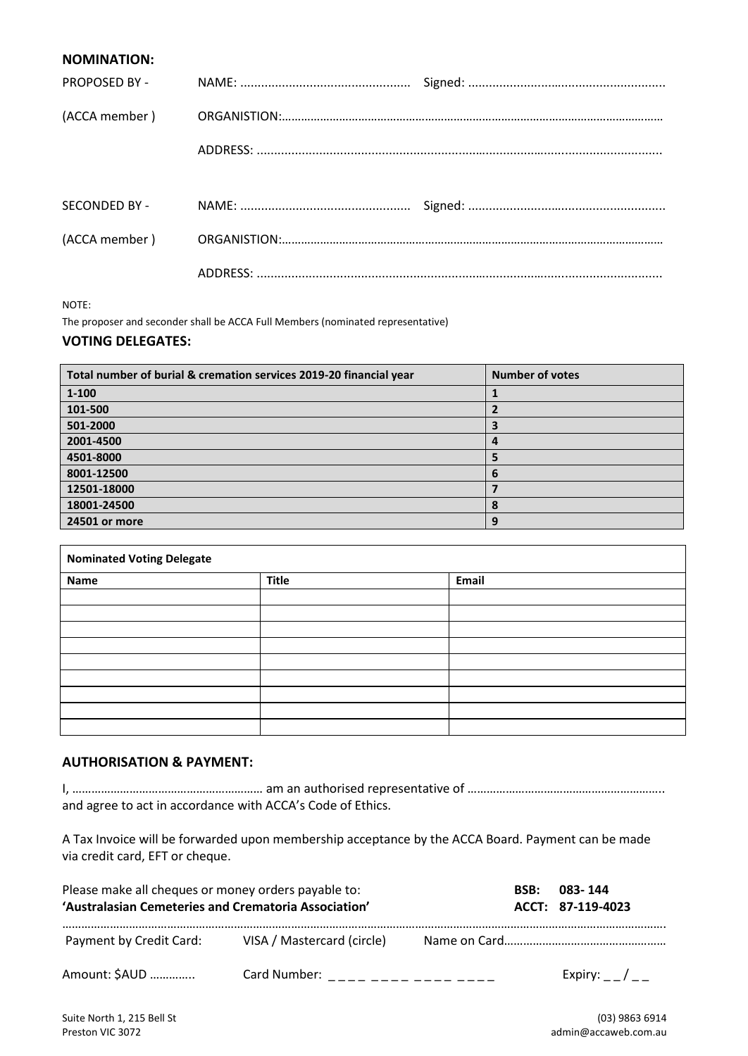## NOMINATION:

PROPOSED BY - NAME: ................................................ Signed: ........................................................

(ACCA member ) ORGANISTION:……………………………………………………………………………………………………………

ADDRESS: ..................................................................................................................

SECONDED BY - NAME: ................................................ Signed: ........................................................

(ACCA member ) ORGANISTION:……………………………………………………………………………………………………………

ADDRESS: ..................................................................................................................

NOTE:

The proposer and seconder shall be ACCA Full Members (nominated representative)

## VOTING DELEGATES:

| Total number of burial & cremation services 2019-20 financial year | Number of votes |
|---|---|
| 1-100 | 1 |
| 101-500 | 2 |
| 501-2000 | 3 |
| 2001-4500 | 4 |
| 4501-8000 | 5 |
| 8001-12500 | 6 |
| 12501-18000 | 7 |
| 18001-24500 | 8 |
| 24501 or more | 9 |

**Nominated Voting Delegate**

| Name | Title | Email |
|---|---|---|
| | | |
| | | |
| | | |
| | | |
| | | |
| | | |
| | | |
| | | |
| | | |

## AUTHORISATION & PAYMENT:

I, ………………………………………………… am an authorised representative of …………………………………………………… and agree to act in accordance with ACCA's Code of Ethics.

A Tax Invoice will be forwarded upon membership acceptance by the ACCA Board. Payment can be made via credit card, EFT or cheque.

Please make all cheques or money orders payable to:
**'Australasian Cemeteries and Crematoria Association'**

**BSB: 083- 144**
**ACCT: 87-119-4023**

…………………………………………………………………………………………………………………………………………………………

Payment by Credit Card: VISA / Mastercard (circle) Name on Card……………………………………………

Amount: $AUD ………….. Card Number: _ _ _ _ _ _ _ _ _ _ _ _ _ _ _ _ Expiry: _ _ / _ _

Suite North 1, 215 Bell St
Preston VIC 3072

(03) 9863 6914
admin@accaweb.com.au